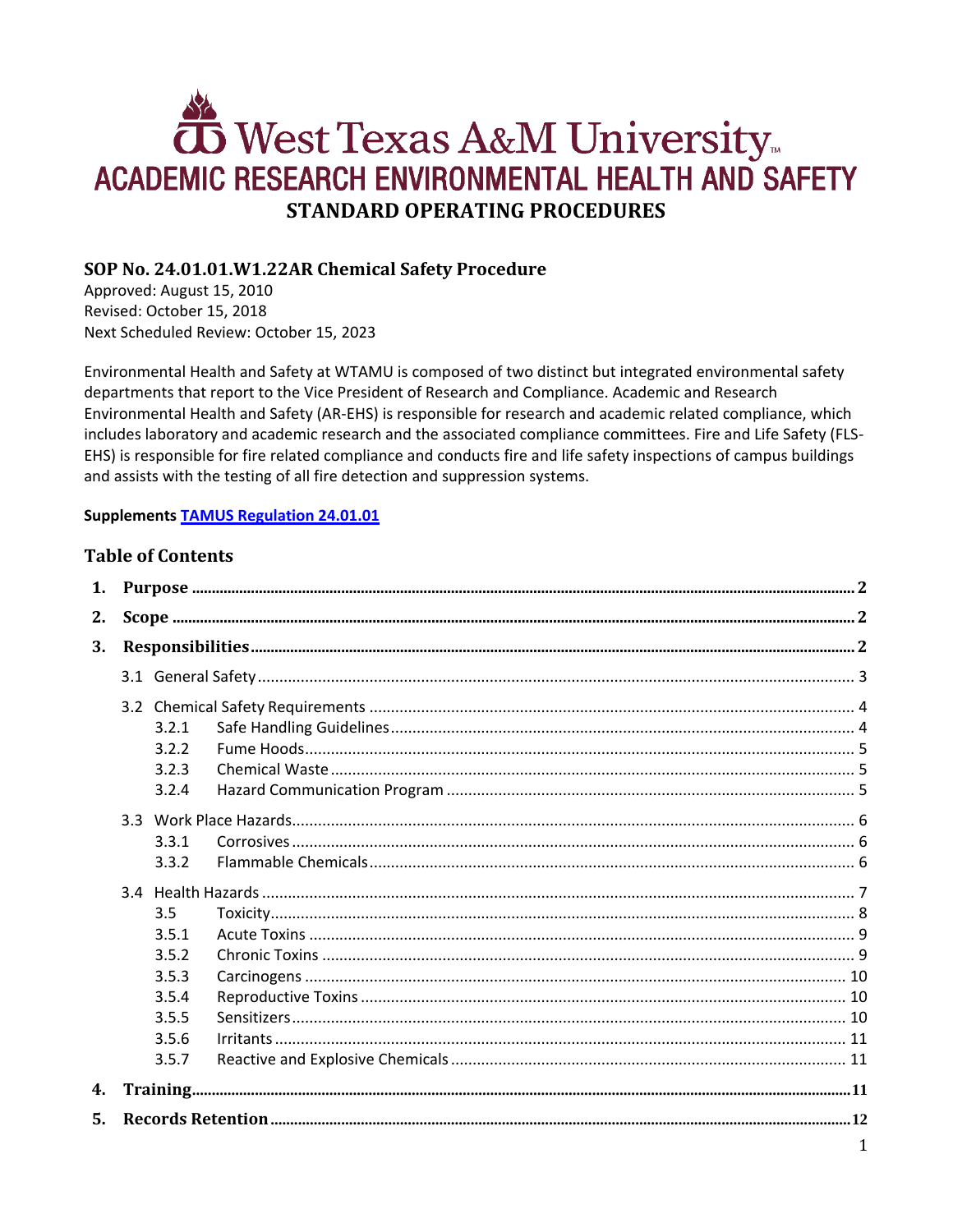# West Texas A&M University

## ACADEMIC RESEARCH ENVIRONMENTAL HEALTH AND SAFETY

## STANDARD OPERATING PROCEDURES

### SOP No. 24.01.01.W1.22AR Chemical Safety Procedure

Approved: August 15, 2010
Revised: October 15, 2018
Next Scheduled Review: October 15, 2023

Environmental Health and Safety at WTAMU is composed of two distinct but integrated environmental safety departments that report to the Vice President of Research and Compliance. Academic and Research Environmental Health and Safety (AR-EHS) is responsible for research and academic related compliance, which includes laboratory and academic research and the associated compliance committees. Fire and Life Safety (FLS-EHS) is responsible for fire related compliance and conducts fire and life safety inspections of campus buildings and assists with the testing of all fire detection and suppression systems.

**Supplements TAMUS Regulation 24.01.01**

### Table of Contents

1. **Purpose** ..... 2
2. **Scope** ..... 2
3. **Responsibilities** ..... 2
   - 3.1 General Safety ..... 3
   - 3.2 Chemical Safety Requirements ..... 4
     - 3.2.1 Safe Handling Guidelines ..... 4
     - 3.2.2 Fume Hoods ..... 5
     - 3.2.3 Chemical Waste ..... 5
     - 3.2.4 Hazard Communication Program ..... 5
   - 3.3 Work Place Hazards ..... 6
     - 3.3.1 Corrosives ..... 6
     - 3.3.2 Flammable Chemicals ..... 6
   - 3.4 Health Hazards ..... 7
     - 3.5 Toxicity ..... 8
     - 3.5.1 Acute Toxins ..... 9
     - 3.5.2 Chronic Toxins ..... 9
     - 3.5.3 Carcinogens ..... 10
     - 3.5.4 Reproductive Toxins ..... 10
     - 3.5.5 Sensitizers ..... 10
     - 3.5.6 Irritants ..... 11
     - 3.5.7 Reactive and Explosive Chemicals ..... 11
4. **Training** ..... 11
5. **Records Retention** ..... 12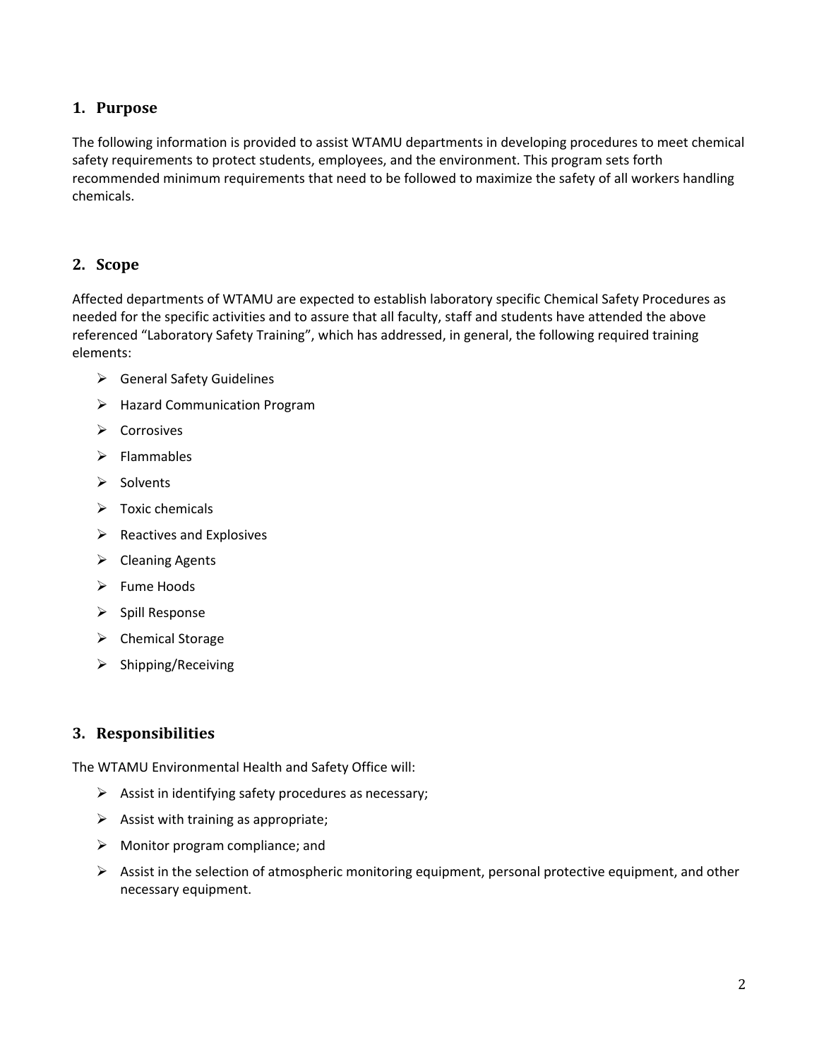## 1. Purpose

The following information is provided to assist WTAMU departments in developing procedures to meet chemical safety requirements to protect students, employees, and the environment. This program sets forth recommended minimum requirements that need to be followed to maximize the safety of all workers handling chemicals.

## 2. Scope

Affected departments of WTAMU are expected to establish laboratory specific Chemical Safety Procedures as needed for the specific activities and to assure that all faculty, staff and students have attended the above referenced "Laboratory Safety Training", which has addressed, in general, the following required training elements:

- General Safety Guidelines
- Hazard Communication Program
- Corrosives
- Flammables
- Solvents
- Toxic chemicals
- Reactives and Explosives
- Cleaning Agents
- Fume Hoods
- Spill Response
- Chemical Storage
- Shipping/Receiving

## 3. Responsibilities

The WTAMU Environmental Health and Safety Office will:

- Assist in identifying safety procedures as necessary;
- Assist with training as appropriate;
- Monitor program compliance; and
- Assist in the selection of atmospheric monitoring equipment, personal protective equipment, and other necessary equipment.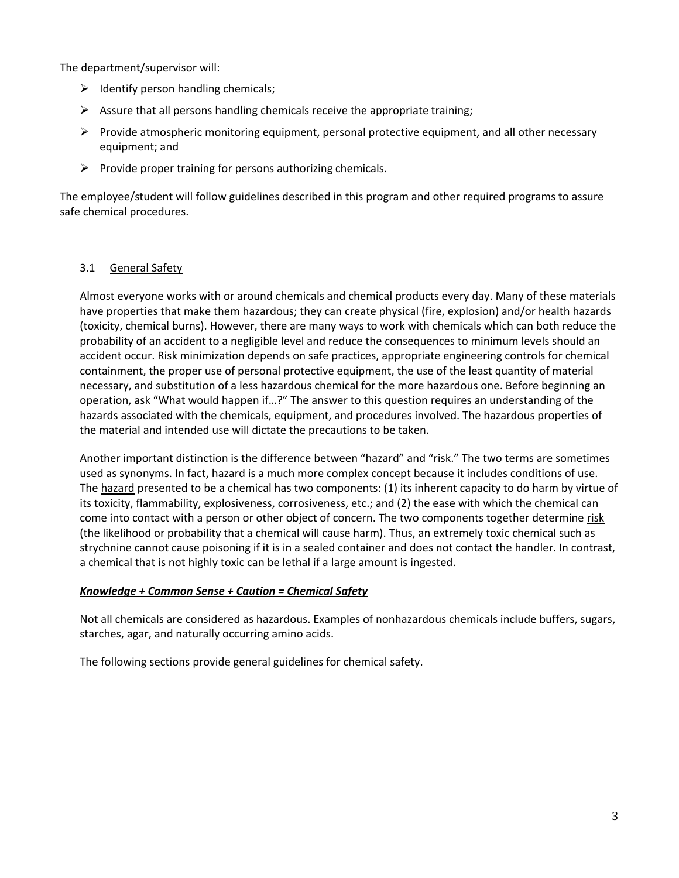The department/supervisor will:

- Identify person handling chemicals;
- Assure that all persons handling chemicals receive the appropriate training;
- Provide atmospheric monitoring equipment, personal protective equipment, and all other necessary equipment; and
- Provide proper training for persons authorizing chemicals.

The employee/student will follow guidelines described in this program and other required programs to assure safe chemical procedures.

### 3.1 General Safety

Almost everyone works with or around chemicals and chemical products every day. Many of these materials have properties that make them hazardous; they can create physical (fire, explosion) and/or health hazards (toxicity, chemical burns). However, there are many ways to work with chemicals which can both reduce the probability of an accident to a negligible level and reduce the consequences to minimum levels should an accident occur. Risk minimization depends on safe practices, appropriate engineering controls for chemical containment, the proper use of personal protective equipment, the use of the least quantity of material necessary, and substitution of a less hazardous chemical for the more hazardous one. Before beginning an operation, ask "What would happen if…?" The answer to this question requires an understanding of the hazards associated with the chemicals, equipment, and procedures involved. The hazardous properties of the material and intended use will dictate the precautions to be taken.

Another important distinction is the difference between "hazard" and "risk." The two terms are sometimes used as synonyms. In fact, hazard is a much more complex concept because it includes conditions of use. The hazard presented to be a chemical has two components: (1) its inherent capacity to do harm by virtue of its toxicity, flammability, explosiveness, corrosiveness, etc.; and (2) the ease with which the chemical can come into contact with a person or other object of concern. The two components together determine risk (the likelihood or probability that a chemical will cause harm). Thus, an extremely toxic chemical such as strychnine cannot cause poisoning if it is in a sealed container and does not contact the handler. In contrast, a chemical that is not highly toxic can be lethal if a large amount is ingested.

***Knowledge + Common Sense + Caution = Chemical Safety***

Not all chemicals are considered as hazardous. Examples of nonhazardous chemicals include buffers, sugars, starches, agar, and naturally occurring amino acids.

The following sections provide general guidelines for chemical safety.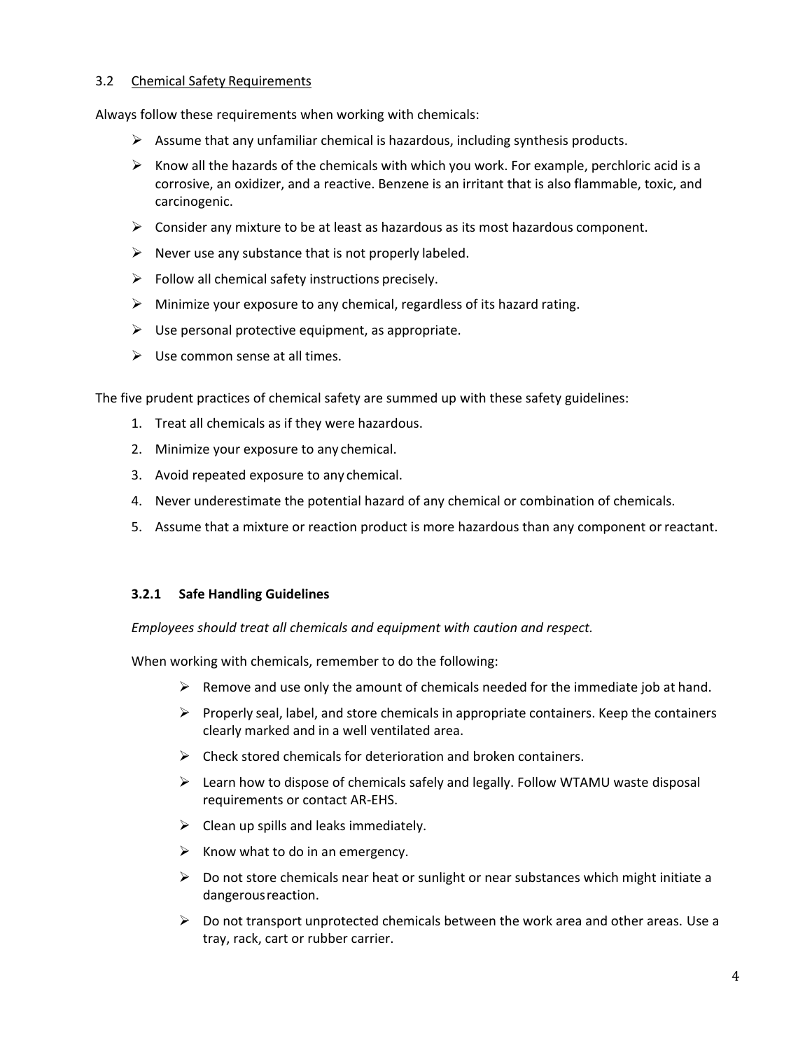## 3.2 Chemical Safety Requirements

Always follow these requirements when working with chemicals:

- Assume that any unfamiliar chemical is hazardous, including synthesis products.
- Know all the hazards of the chemicals with which you work. For example, perchloric acid is a corrosive, an oxidizer, and a reactive. Benzene is an irritant that is also flammable, toxic, and carcinogenic.
- Consider any mixture to be at least as hazardous as its most hazardous component.
- Never use any substance that is not properly labeled.
- Follow all chemical safety instructions precisely.
- Minimize your exposure to any chemical, regardless of its hazard rating.
- Use personal protective equipment, as appropriate.
- Use common sense at all times.

The five prudent practices of chemical safety are summed up with these safety guidelines:

1. Treat all chemicals as if they were hazardous.
2. Minimize your exposure to any chemical.
3. Avoid repeated exposure to any chemical.
4. Never underestimate the potential hazard of any chemical or combination of chemicals.
5. Assume that a mixture or reaction product is more hazardous than any component or reactant.

### 3.2.1 Safe Handling Guidelines

*Employees should treat all chemicals and equipment with caution and respect.*

When working with chemicals, remember to do the following:

- Remove and use only the amount of chemicals needed for the immediate job at hand.
- Properly seal, label, and store chemicals in appropriate containers. Keep the containers clearly marked and in a well ventilated area.
- Check stored chemicals for deterioration and broken containers.
- Learn how to dispose of chemicals safely and legally. Follow WTAMU waste disposal requirements or contact AR-EHS.
- Clean up spills and leaks immediately.
- Know what to do in an emergency.
- Do not store chemicals near heat or sunlight or near substances which might initiate a dangerous reaction.
- Do not transport unprotected chemicals between the work area and other areas. Use a tray, rack, cart or rubber carrier.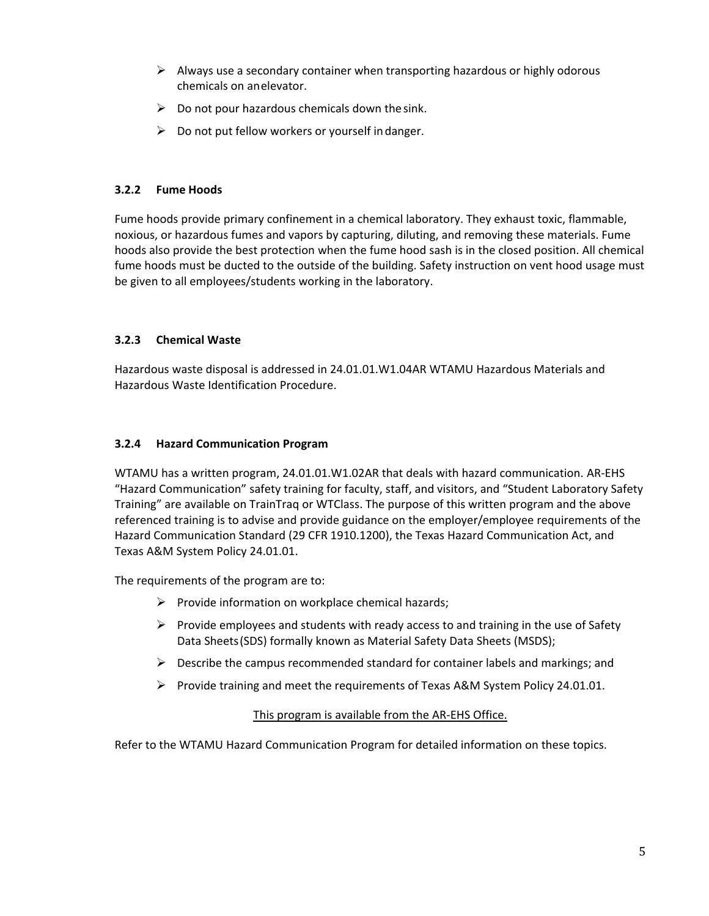- Always use a secondary container when transporting hazardous or highly odorous chemicals on an elevator.
- Do not pour hazardous chemicals down the sink.
- Do not put fellow workers or yourself in danger.

### 3.2.2 Fume Hoods

Fume hoods provide primary confinement in a chemical laboratory. They exhaust toxic, flammable, noxious, or hazardous fumes and vapors by capturing, diluting, and removing these materials. Fume hoods also provide the best protection when the fume hood sash is in the closed position. All chemical fume hoods must be ducted to the outside of the building. Safety instruction on vent hood usage must be given to all employees/students working in the laboratory.

### 3.2.3 Chemical Waste

Hazardous waste disposal is addressed in 24.01.01.W1.04AR WTAMU Hazardous Materials and Hazardous Waste Identification Procedure.

### 3.2.4 Hazard Communication Program

WTAMU has a written program, 24.01.01.W1.02AR that deals with hazard communication. AR-EHS "Hazard Communication" safety training for faculty, staff, and visitors, and "Student Laboratory Safety Training" are available on TrainTraq or WTClass. The purpose of this written program and the above referenced training is to advise and provide guidance on the employer/employee requirements of the Hazard Communication Standard (29 CFR 1910.1200), the Texas Hazard Communication Act, and Texas A&M System Policy 24.01.01.

The requirements of the program are to:

- Provide information on workplace chemical hazards;
- Provide employees and students with ready access to and training in the use of Safety Data Sheets (SDS) formally known as Material Safety Data Sheets (MSDS);
- Describe the campus recommended standard for container labels and markings; and
- Provide training and meet the requirements of Texas A&M System Policy 24.01.01.

<u>This program is available from the AR-EHS Office.</u>

Refer to the WTAMU Hazard Communication Program for detailed information on these topics.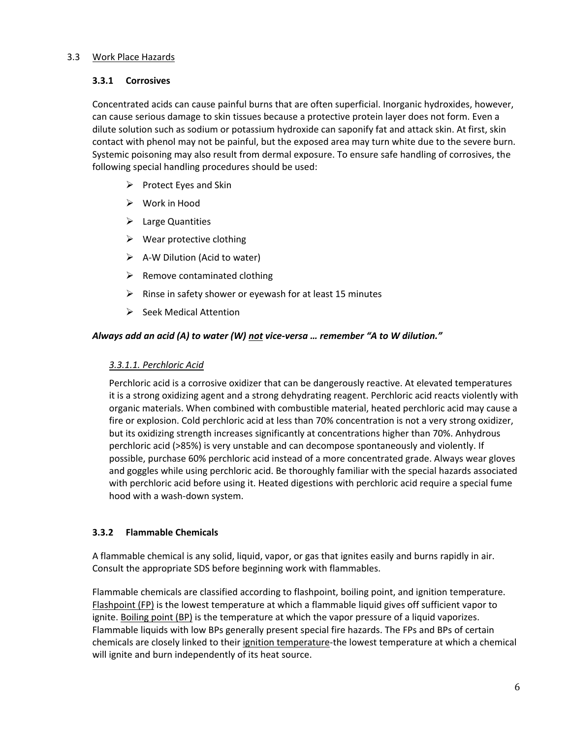## 3.3 Work Place Hazards

### 3.3.1 Corrosives

Concentrated acids can cause painful burns that are often superficial. Inorganic hydroxides, however, can cause serious damage to skin tissues because a protective protein layer does not form. Even a dilute solution such as sodium or potassium hydroxide can saponify fat and attack skin. At first, skin contact with phenol may not be painful, but the exposed area may turn white due to the severe burn. Systemic poisoning may also result from dermal exposure. To ensure safe handling of corrosives, the following special handling procedures should be used:

- Protect Eyes and Skin
- Work in Hood
- Large Quantities
- Wear protective clothing
- A-W Dilution (Acid to water)
- Remove contaminated clothing
- Rinse in safety shower or eyewash for at least 15 minutes
- Seek Medical Attention

***Always add an acid (A) to water (W) <u>not</u> vice-versa … remember "A to W dilution."***

#### *3.3.1.1. Perchloric Acid*

Perchloric acid is a corrosive oxidizer that can be dangerously reactive. At elevated temperatures it is a strong oxidizing agent and a strong dehydrating reagent. Perchloric acid reacts violently with organic materials. When combined with combustible material, heated perchloric acid may cause a fire or explosion. Cold perchloric acid at less than 70% concentration is not a very strong oxidizer, but its oxidizing strength increases significantly at concentrations higher than 70%. Anhydrous perchloric acid (>85%) is very unstable and can decompose spontaneously and violently. If possible, purchase 60% perchloric acid instead of a more concentrated grade. Always wear gloves and goggles while using perchloric acid. Be thoroughly familiar with the special hazards associated with perchloric acid before using it. Heated digestions with perchloric acid require a special fume hood with a wash-down system.

### 3.3.2 Flammable Chemicals

A flammable chemical is any solid, liquid, vapor, or gas that ignites easily and burns rapidly in air. Consult the appropriate SDS before beginning work with flammables.

Flammable chemicals are classified according to flashpoint, boiling point, and ignition temperature. <u>Flashpoint (FP)</u> is the lowest temperature at which a flammable liquid gives off sufficient vapor to ignite. <u>Boiling point (BP)</u> is the temperature at which the vapor pressure of a liquid vaporizes. Flammable liquids with low BPs generally present special fire hazards. The FPs and BPs of certain chemicals are closely linked to their <u>ignition temperature</u>-the lowest temperature at which a chemical will ignite and burn independently of its heat source.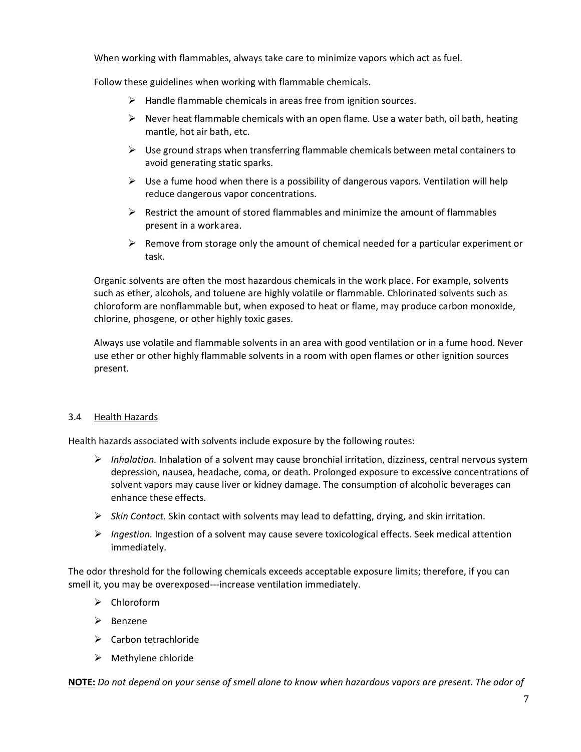When working with flammables, always take care to minimize vapors which act as fuel.

Follow these guidelines when working with flammable chemicals.

- Handle flammable chemicals in areas free from ignition sources.
- Never heat flammable chemicals with an open flame. Use a water bath, oil bath, heating mantle, hot air bath, etc.
- Use ground straps when transferring flammable chemicals between metal containers to avoid generating static sparks.
- Use a fume hood when there is a possibility of dangerous vapors. Ventilation will help reduce dangerous vapor concentrations.
- Restrict the amount of stored flammables and minimize the amount of flammables present in a work area.
- Remove from storage only the amount of chemical needed for a particular experiment or task.

Organic solvents are often the most hazardous chemicals in the work place. For example, solvents such as ether, alcohols, and toluene are highly volatile or flammable. Chlorinated solvents such as chloroform are nonflammable but, when exposed to heat or flame, may produce carbon monoxide, chlorine, phosgene, or other highly toxic gases.

Always use volatile and flammable solvents in an area with good ventilation or in a fume hood. Never use ether or other highly flammable solvents in a room with open flames or other ignition sources present.

### 3.4 Health Hazards

Health hazards associated with solvents include exposure by the following routes:

- *Inhalation.* Inhalation of a solvent may cause bronchial irritation, dizziness, central nervous system depression, nausea, headache, coma, or death. Prolonged exposure to excessive concentrations of solvent vapors may cause liver or kidney damage. The consumption of alcoholic beverages can enhance these effects.
- *Skin Contact.* Skin contact with solvents may lead to defatting, drying, and skin irritation.
- *Ingestion.* Ingestion of a solvent may cause severe toxicological effects. Seek medical attention immediately.

The odor threshold for the following chemicals exceeds acceptable exposure limits; therefore, if you can smell it, you may be overexposed---increase ventilation immediately.

- Chloroform
- Benzene
- Carbon tetrachloride
- Methylene chloride

**NOTE:** *Do not depend on your sense of smell alone to know when hazardous vapors are present. The odor of*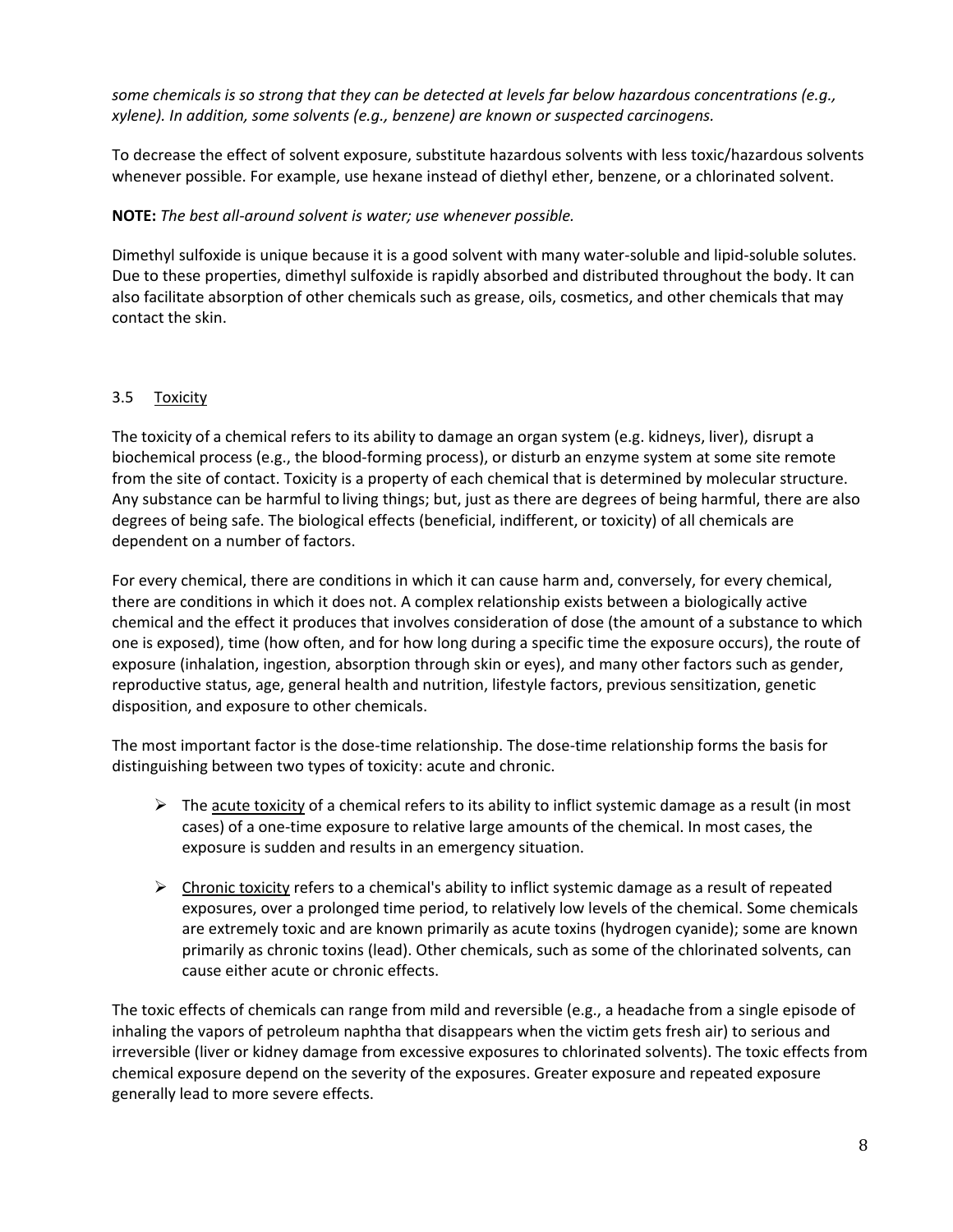*some chemicals is so strong that they can be detected at levels far below hazardous concentrations (e.g., xylene). In addition, some solvents (e.g., benzene) are known or suspected carcinogens.*

To decrease the effect of solvent exposure, substitute hazardous solvents with less toxic/hazardous solvents whenever possible. For example, use hexane instead of diethyl ether, benzene, or a chlorinated solvent.

**NOTE:** *The best all-around solvent is water; use whenever possible.*

Dimethyl sulfoxide is unique because it is a good solvent with many water-soluble and lipid-soluble solutes. Due to these properties, dimethyl sulfoxide is rapidly absorbed and distributed throughout the body. It can also facilitate absorption of other chemicals such as grease, oils, cosmetics, and other chemicals that may contact the skin.

### 3.5 Toxicity

The toxicity of a chemical refers to its ability to damage an organ system (e.g. kidneys, liver), disrupt a biochemical process (e.g., the blood-forming process), or disturb an enzyme system at some site remote from the site of contact. Toxicity is a property of each chemical that is determined by molecular structure. Any substance can be harmful to living things; but, just as there are degrees of being harmful, there are also degrees of being safe. The biological effects (beneficial, indifferent, or toxicity) of all chemicals are dependent on a number of factors.

For every chemical, there are conditions in which it can cause harm and, conversely, for every chemical, there are conditions in which it does not. A complex relationship exists between a biologically active chemical and the effect it produces that involves consideration of dose (the amount of a substance to which one is exposed), time (how often, and for how long during a specific time the exposure occurs), the route of exposure (inhalation, ingestion, absorption through skin or eyes), and many other factors such as gender, reproductive status, age, general health and nutrition, lifestyle factors, previous sensitization, genetic disposition, and exposure to other chemicals.

The most important factor is the dose-time relationship. The dose-time relationship forms the basis for distinguishing between two types of toxicity: acute and chronic.

- The acute toxicity of a chemical refers to its ability to inflict systemic damage as a result (in most cases) of a one-time exposure to relative large amounts of the chemical. In most cases, the exposure is sudden and results in an emergency situation.
- Chronic toxicity refers to a chemical's ability to inflict systemic damage as a result of repeated exposures, over a prolonged time period, to relatively low levels of the chemical. Some chemicals are extremely toxic and are known primarily as acute toxins (hydrogen cyanide); some are known primarily as chronic toxins (lead). Other chemicals, such as some of the chlorinated solvents, can cause either acute or chronic effects.

The toxic effects of chemicals can range from mild and reversible (e.g., a headache from a single episode of inhaling the vapors of petroleum naphtha that disappears when the victim gets fresh air) to serious and irreversible (liver or kidney damage from excessive exposures to chlorinated solvents). The toxic effects from chemical exposure depend on the severity of the exposures. Greater exposure and repeated exposure generally lead to more severe effects.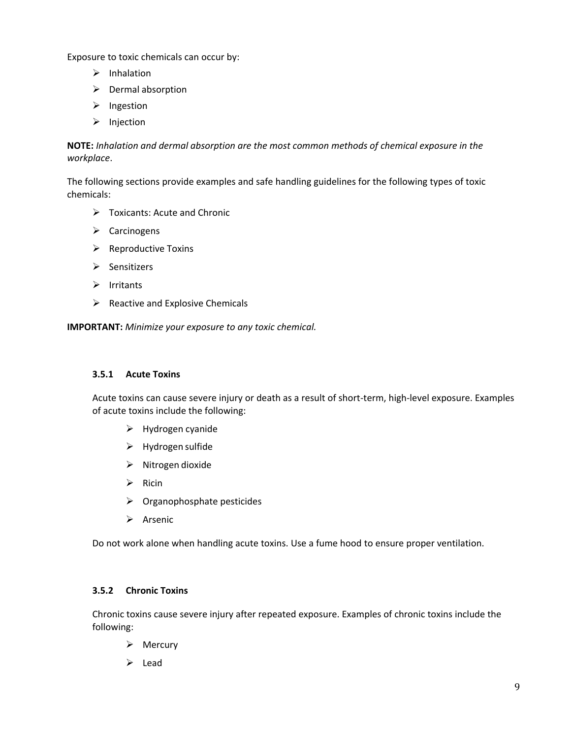Exposure to toxic chemicals can occur by:

- Inhalation
- Dermal absorption
- Ingestion
- Injection

**NOTE:** *Inhalation and dermal absorption are the most common methods of chemical exposure in the workplace*.

The following sections provide examples and safe handling guidelines for the following types of toxic chemicals:

- Toxicants: Acute and Chronic
- Carcinogens
- Reproductive Toxins
- Sensitizers
- Irritants
- Reactive and Explosive Chemicals

**IMPORTANT:** *Minimize your exposure to any toxic chemical.*

### 3.5.1 Acute Toxins

Acute toxins can cause severe injury or death as a result of short-term, high-level exposure. Examples of acute toxins include the following:

- Hydrogen cyanide
- Hydrogen sulfide
- Nitrogen dioxide
- Ricin
- Organophosphate pesticides
- Arsenic

Do not work alone when handling acute toxins. Use a fume hood to ensure proper ventilation.

### 3.5.2 Chronic Toxins

Chronic toxins cause severe injury after repeated exposure. Examples of chronic toxins include the following:

- Mercury
- Lead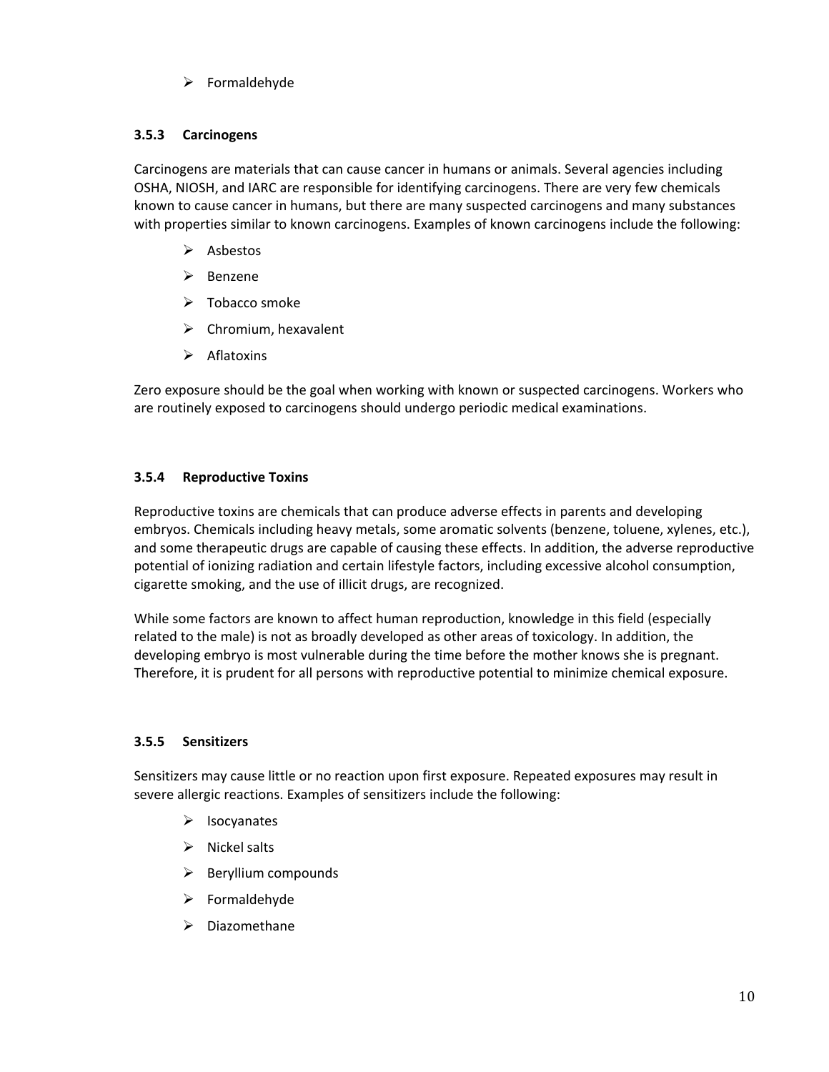- Formaldehyde

### 3.5.3 Carcinogens

Carcinogens are materials that can cause cancer in humans or animals. Several agencies including OSHA, NIOSH, and IARC are responsible for identifying carcinogens. There are very few chemicals known to cause cancer in humans, but there are many suspected carcinogens and many substances with properties similar to known carcinogens. Examples of known carcinogens include the following:

- Asbestos
- Benzene
- Tobacco smoke
- Chromium, hexavalent
- Aflatoxins

Zero exposure should be the goal when working with known or suspected carcinogens. Workers who are routinely exposed to carcinogens should undergo periodic medical examinations.

### 3.5.4 Reproductive Toxins

Reproductive toxins are chemicals that can produce adverse effects in parents and developing embryos. Chemicals including heavy metals, some aromatic solvents (benzene, toluene, xylenes, etc.), and some therapeutic drugs are capable of causing these effects. In addition, the adverse reproductive potential of ionizing radiation and certain lifestyle factors, including excessive alcohol consumption, cigarette smoking, and the use of illicit drugs, are recognized.

While some factors are known to affect human reproduction, knowledge in this field (especially related to the male) is not as broadly developed as other areas of toxicology. In addition, the developing embryo is most vulnerable during the time before the mother knows she is pregnant. Therefore, it is prudent for all persons with reproductive potential to minimize chemical exposure.

### 3.5.5 Sensitizers

Sensitizers may cause little or no reaction upon first exposure. Repeated exposures may result in severe allergic reactions. Examples of sensitizers include the following:

- Isocyanates
- Nickel salts
- Beryllium compounds
- Formaldehyde
- Diazomethane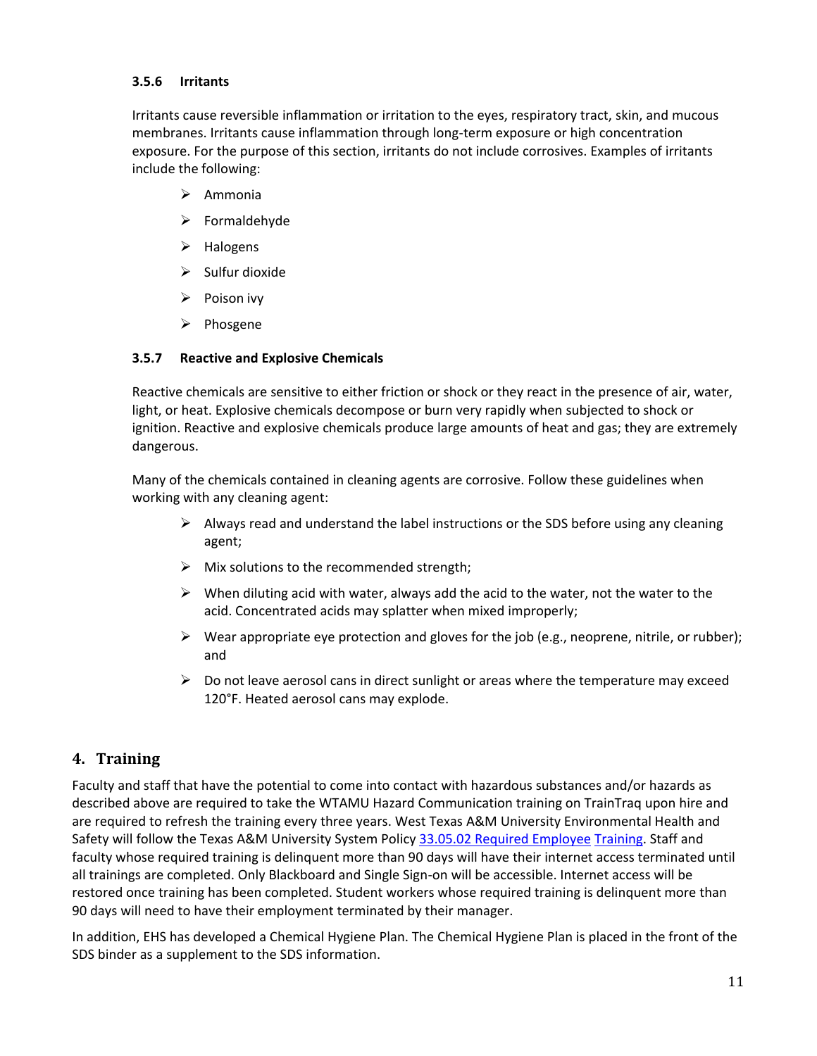#### 3.5.6 Irritants

Irritants cause reversible inflammation or irritation to the eyes, respiratory tract, skin, and mucous membranes. Irritants cause inflammation through long-term exposure or high concentration exposure. For the purpose of this section, irritants do not include corrosives. Examples of irritants include the following:

- Ammonia
- Formaldehyde
- Halogens
- Sulfur dioxide
- Poison ivy
- Phosgene

#### 3.5.7 Reactive and Explosive Chemicals

Reactive chemicals are sensitive to either friction or shock or they react in the presence of air, water, light, or heat. Explosive chemicals decompose or burn very rapidly when subjected to shock or ignition. Reactive and explosive chemicals produce large amounts of heat and gas; they are extremely dangerous.

Many of the chemicals contained in cleaning agents are corrosive. Follow these guidelines when working with any cleaning agent:

- Always read and understand the label instructions or the SDS before using any cleaning agent;
- Mix solutions to the recommended strength;
- When diluting acid with water, always add the acid to the water, not the water to the acid. Concentrated acids may splatter when mixed improperly;
- Wear appropriate eye protection and gloves for the job (e.g., neoprene, nitrile, or rubber); and
- Do not leave aerosol cans in direct sunlight or areas where the temperature may exceed 120°F. Heated aerosol cans may explode.

## 4. Training

Faculty and staff that have the potential to come into contact with hazardous substances and/or hazards as described above are required to take the WTAMU Hazard Communication training on TrainTraq upon hire and are required to refresh the training every three years. West Texas A&M University Environmental Health and Safety will follow the Texas A&M University System Policy 33.05.02 Required Employee Training. Staff and faculty whose required training is delinquent more than 90 days will have their internet access terminated until all trainings are completed. Only Blackboard and Single Sign-on will be accessible. Internet access will be restored once training has been completed. Student workers whose required training is delinquent more than 90 days will need to have their employment terminated by their manager.

In addition, EHS has developed a Chemical Hygiene Plan. The Chemical Hygiene Plan is placed in the front of the SDS binder as a supplement to the SDS information.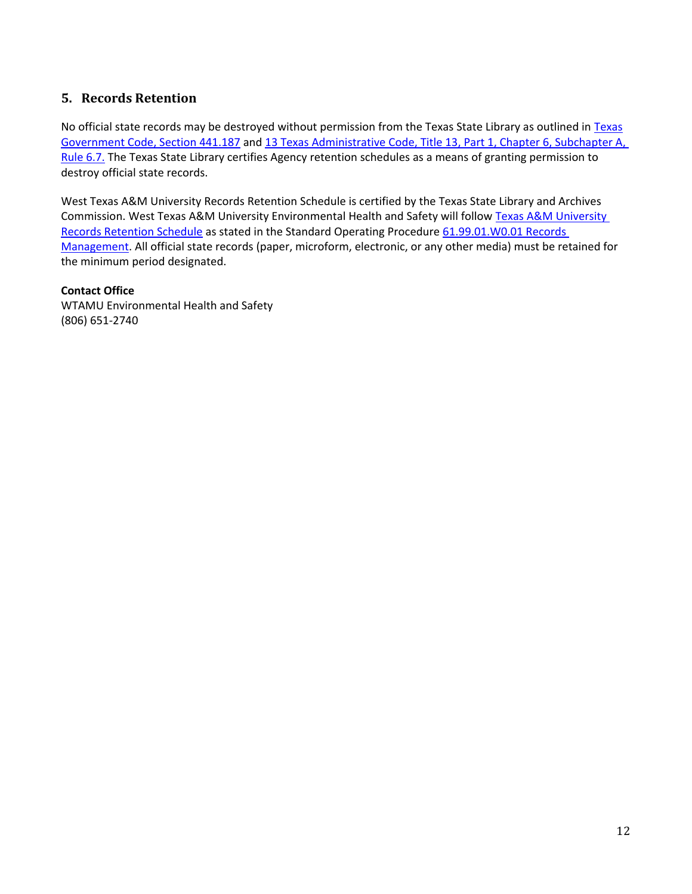## 5. Records Retention

No official state records may be destroyed without permission from the Texas State Library as outlined in Texas Government Code, Section 441.187 and 13 Texas Administrative Code, Title 13, Part 1, Chapter 6, Subchapter A, Rule 6.7. The Texas State Library certifies Agency retention schedules as a means of granting permission to destroy official state records.

West Texas A&M University Records Retention Schedule is certified by the Texas State Library and Archives Commission. West Texas A&M University Environmental Health and Safety will follow Texas A&M University Records Retention Schedule as stated in the Standard Operating Procedure 61.99.01.W0.01 Records Management. All official state records (paper, microform, electronic, or any other media) must be retained for the minimum period designated.

**Contact Office**
WTAMU Environmental Health and Safety
(806) 651-2740